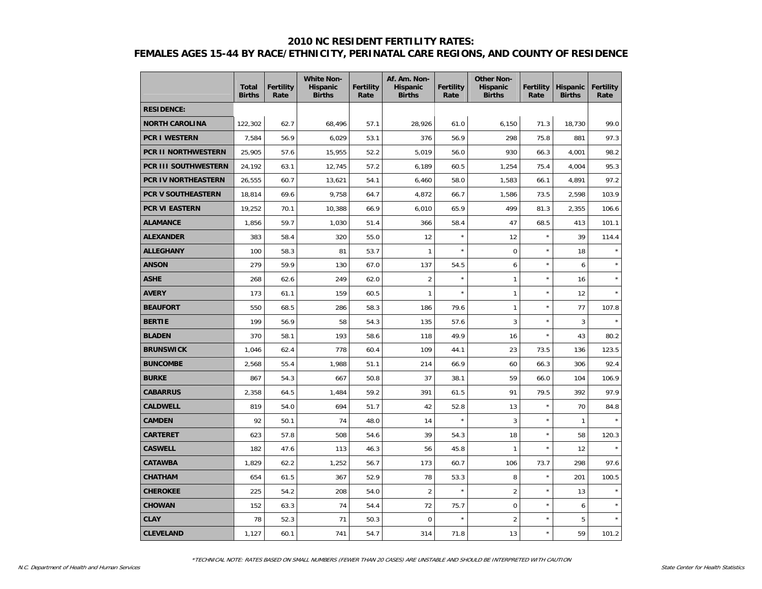# 2010 NC RESIDENT FERTILITY RATES:
## FEMALES AGES 15-44 BY RACE/ETHNICITY, PERINATAL CARE REGIONS, AND COUNTY OF RESIDENCE

| | Total Births | Fertility Rate | White Non-Hispanic Births | Fertility Rate | Af. Am. Non-Hispanic Births | Fertility Rate | Other Non-Hispanic Births | Fertility Rate | Hispanic Births | Fertility Rate |
|---|---|---|---|---|---|---|---|---|---|---|
| **RESIDENCE:** | | | | | | | | | | |
| **NORTH CAROLINA** | 122,302 | 62.7 | 68,496 | 57.1 | 28,926 | 61.0 | 6,150 | 71.3 | 18,730 | 99.0 |
| **PCR I WESTERN** | 7,584 | 56.9 | 6,029 | 53.1 | 376 | 56.9 | 298 | 75.8 | 881 | 97.3 |
| **PCR II NORTHWESTERN** | 25,905 | 57.6 | 15,955 | 52.2 | 5,019 | 56.0 | 930 | 66.3 | 4,001 | 98.2 |
| **PCR III SOUTHWESTERN** | 24,192 | 63.1 | 12,745 | 57.2 | 6,189 | 60.5 | 1,254 | 75.4 | 4,004 | 95.3 |
| **PCR IV NORTHEASTERN** | 26,555 | 60.7 | 13,621 | 54.1 | 6,460 | 58.0 | 1,583 | 66.1 | 4,891 | 97.2 |
| **PCR V SOUTHEASTERN** | 18,814 | 69.6 | 9,758 | 64.7 | 4,872 | 66.7 | 1,586 | 73.5 | 2,598 | 103.9 |
| **PCR VI EASTERN** | 19,252 | 70.1 | 10,388 | 66.9 | 6,010 | 65.9 | 499 | 81.3 | 2,355 | 106.6 |
| **ALAMANCE** | 1,856 | 59.7 | 1,030 | 51.4 | 366 | 58.4 | 47 | 68.5 | 413 | 101.1 |
| **ALEXANDER** | 383 | 58.4 | 320 | 55.0 | 12 | * | 12 | * | 39 | 114.4 |
| **ALLEGHANY** | 100 | 58.3 | 81 | 53.7 | 1 | * | 0 | * | 18 | * |
| **ANSON** | 279 | 59.9 | 130 | 67.0 | 137 | 54.5 | 6 | * | 6 | * |
| **ASHE** | 268 | 62.6 | 249 | 62.0 | 2 | * | 1 | * | 16 | * |
| **AVERY** | 173 | 61.1 | 159 | 60.5 | 1 | * | 1 | * | 12 | * |
| **BEAUFORT** | 550 | 68.5 | 286 | 58.3 | 186 | 79.6 | 1 | * | 77 | 107.8 |
| **BERTIE** | 199 | 56.9 | 58 | 54.3 | 135 | 57.6 | 3 | * | 3 | * |
| **BLADEN** | 370 | 58.1 | 193 | 58.6 | 118 | 49.9 | 16 | * | 43 | 80.2 |
| **BRUNSWICK** | 1,046 | 62.4 | 778 | 60.4 | 109 | 44.1 | 23 | 73.5 | 136 | 123.5 |
| **BUNCOMBE** | 2,568 | 55.4 | 1,988 | 51.1 | 214 | 66.9 | 60 | 66.3 | 306 | 92.4 |
| **BURKE** | 867 | 54.3 | 667 | 50.8 | 37 | 38.1 | 59 | 66.0 | 104 | 106.9 |
| **CABARRUS** | 2,358 | 64.5 | 1,484 | 59.2 | 391 | 61.5 | 91 | 79.5 | 392 | 97.9 |
| **CALDWELL** | 819 | 54.0 | 694 | 51.7 | 42 | 52.8 | 13 | * | 70 | 84.8 |
| **CAMDEN** | 92 | 50.1 | 74 | 48.0 | 14 | * | 3 | * | 1 | * |
| **CARTERET** | 623 | 57.8 | 508 | 54.6 | 39 | 54.3 | 18 | * | 58 | 120.3 |
| **CASWELL** | 182 | 47.6 | 113 | 46.3 | 56 | 45.8 | 1 | * | 12 | * |
| **CATAWBA** | 1,829 | 62.2 | 1,252 | 56.7 | 173 | 60.7 | 106 | 73.7 | 298 | 97.6 |
| **CHATHAM** | 654 | 61.5 | 367 | 52.9 | 78 | 53.3 | 8 | * | 201 | 100.5 |
| **CHEROKEE** | 225 | 54.2 | 208 | 54.0 | 2 | * | 2 | * | 13 | * |
| **CHOWAN** | 152 | 63.3 | 74 | 54.4 | 72 | 75.7 | 0 | * | 6 | * |
| **CLAY** | 78 | 52.3 | 71 | 50.3 | 0 | * | 2 | * | 5 | * |
| **CLEVELAND** | 1,127 | 60.1 | 741 | 54.7 | 314 | 71.8 | 13 | * | 59 | 101.2 |

*TECHNICAL NOTE: RATES BASED ON SMALL NUMBERS (FEWER THAN 20 CASES) ARE UNSTABLE AND SHOULD BE INTERPRETED WITH CAUTION

*N.C. Department of Health and Human Services* — *State Center for Health Statistics*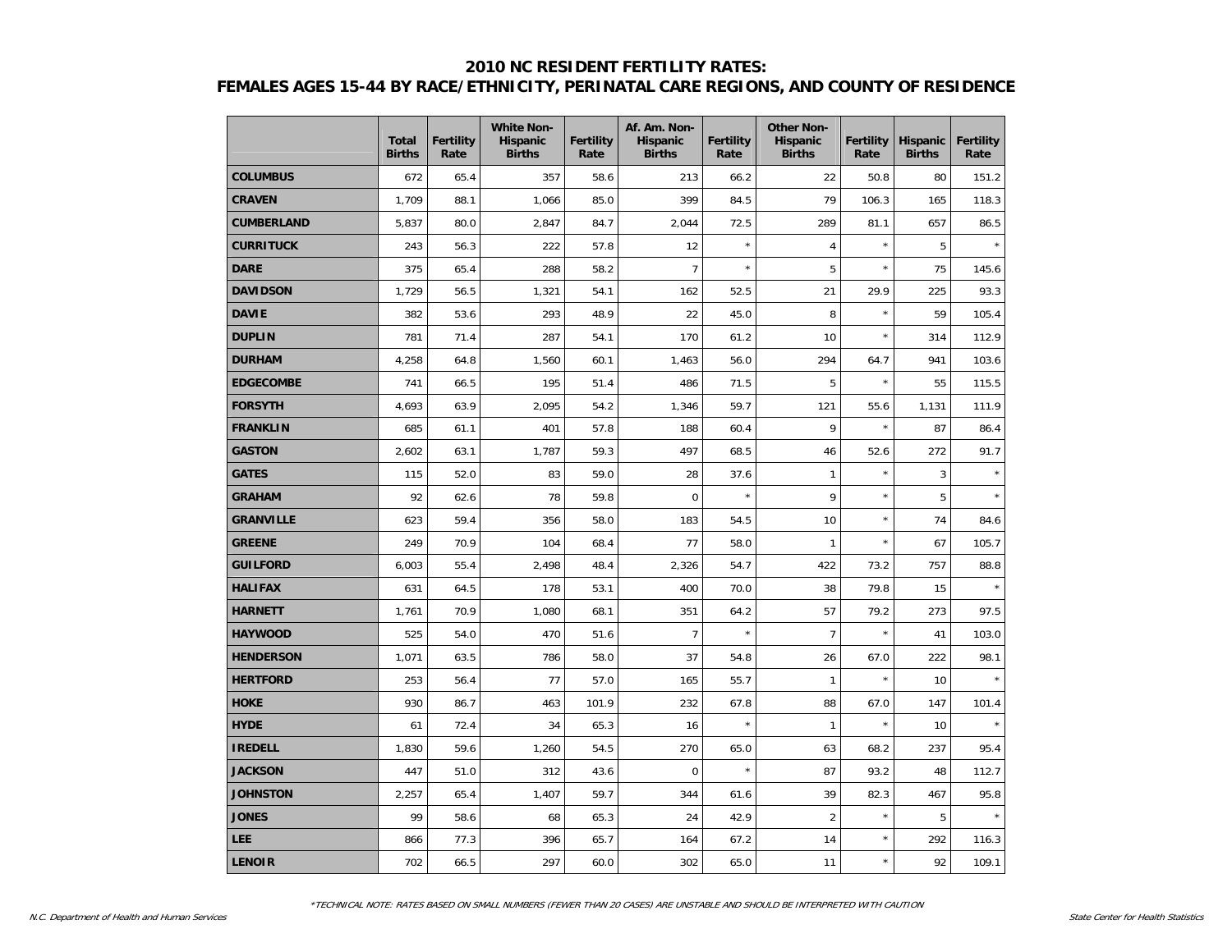## 2010 NC RESIDENT FERTILITY RATES:
## FEMALES AGES 15-44 BY RACE/ETHNICITY, PERINATAL CARE REGIONS, AND COUNTY OF RESIDENCE

| | Total Births | Fertility Rate | White Non-Hispanic Births | Fertility Rate | Af. Am. Non-Hispanic Births | Fertility Rate | Other Non-Hispanic Births | Fertility Rate | Hispanic Births | Fertility Rate |
|---|---|---|---|---|---|---|---|---|---|---|
| **COLUMBUS** | 672 | 65.4 | 357 | 58.6 | 213 | 66.2 | 22 | 50.8 | 80 | 151.2 |
| **CRAVEN** | 1,709 | 88.1 | 1,066 | 85.0 | 399 | 84.5 | 79 | 106.3 | 165 | 118.3 |
| **CUMBERLAND** | 5,837 | 80.0 | 2,847 | 84.7 | 2,044 | 72.5 | 289 | 81.1 | 657 | 86.5 |
| **CURRITUCK** | 243 | 56.3 | 222 | 57.8 | 12 | * | 4 | * | 5 | * |
| **DARE** | 375 | 65.4 | 288 | 58.2 | 7 | * | 5 | * | 75 | 145.6 |
| **DAVIDSON** | 1,729 | 56.5 | 1,321 | 54.1 | 162 | 52.5 | 21 | 29.9 | 225 | 93.3 |
| **DAVIE** | 382 | 53.6 | 293 | 48.9 | 22 | 45.0 | 8 | * | 59 | 105.4 |
| **DUPLIN** | 781 | 71.4 | 287 | 54.1 | 170 | 61.2 | 10 | * | 314 | 112.9 |
| **DURHAM** | 4,258 | 64.8 | 1,560 | 60.1 | 1,463 | 56.0 | 294 | 64.7 | 941 | 103.6 |
| **EDGECOMBE** | 741 | 66.5 | 195 | 51.4 | 486 | 71.5 | 5 | * | 55 | 115.5 |
| **FORSYTH** | 4,693 | 63.9 | 2,095 | 54.2 | 1,346 | 59.7 | 121 | 55.6 | 1,131 | 111.9 |
| **FRANKLIN** | 685 | 61.1 | 401 | 57.8 | 188 | 60.4 | 9 | * | 87 | 86.4 |
| **GASTON** | 2,602 | 63.1 | 1,787 | 59.3 | 497 | 68.5 | 46 | 52.6 | 272 | 91.7 |
| **GATES** | 115 | 52.0 | 83 | 59.0 | 28 | 37.6 | 1 | * | 3 | * |
| **GRAHAM** | 92 | 62.6 | 78 | 59.8 | 0 | * | 9 | * | 5 | * |
| **GRANVILLE** | 623 | 59.4 | 356 | 58.0 | 183 | 54.5 | 10 | * | 74 | 84.6 |
| **GREENE** | 249 | 70.9 | 104 | 68.4 | 77 | 58.0 | 1 | * | 67 | 105.7 |
| **GUILFORD** | 6,003 | 55.4 | 2,498 | 48.4 | 2,326 | 54.7 | 422 | 73.2 | 757 | 88.8 |
| **HALIFAX** | 631 | 64.5 | 178 | 53.1 | 400 | 70.0 | 38 | 79.8 | 15 | * |
| **HARNETT** | 1,761 | 70.9 | 1,080 | 68.1 | 351 | 64.2 | 57 | 79.2 | 273 | 97.5 |
| **HAYWOOD** | 525 | 54.0 | 470 | 51.6 | 7 | * | 7 | * | 41 | 103.0 |
| **HENDERSON** | 1,071 | 63.5 | 786 | 58.0 | 37 | 54.8 | 26 | 67.0 | 222 | 98.1 |
| **HERTFORD** | 253 | 56.4 | 77 | 57.0 | 165 | 55.7 | 1 | * | 10 | * |
| **HOKE** | 930 | 86.7 | 463 | 101.9 | 232 | 67.8 | 88 | 67.0 | 147 | 101.4 |
| **HYDE** | 61 | 72.4 | 34 | 65.3 | 16 | * | 1 | * | 10 | * |
| **IREDELL** | 1,830 | 59.6 | 1,260 | 54.5 | 270 | 65.0 | 63 | 68.2 | 237 | 95.4 |
| **JACKSON** | 447 | 51.0 | 312 | 43.6 | 0 | * | 87 | 93.2 | 48 | 112.7 |
| **JOHNSTON** | 2,257 | 65.4 | 1,407 | 59.7 | 344 | 61.6 | 39 | 82.3 | 467 | 95.8 |
| **JONES** | 99 | 58.6 | 68 | 65.3 | 24 | 42.9 | 2 | * | 5 | * |
| **LEE** | 866 | 77.3 | 396 | 65.7 | 164 | 67.2 | 14 | * | 292 | 116.3 |
| **LENOIR** | 702 | 66.5 | 297 | 60.0 | 302 | 65.0 | 11 | * | 92 | 109.1 |

*TECHNICAL NOTE: RATES BASED ON SMALL NUMBERS (FEWER THAN 20 CASES) ARE UNSTABLE AND SHOULD BE INTERPRETED WITH CAUTION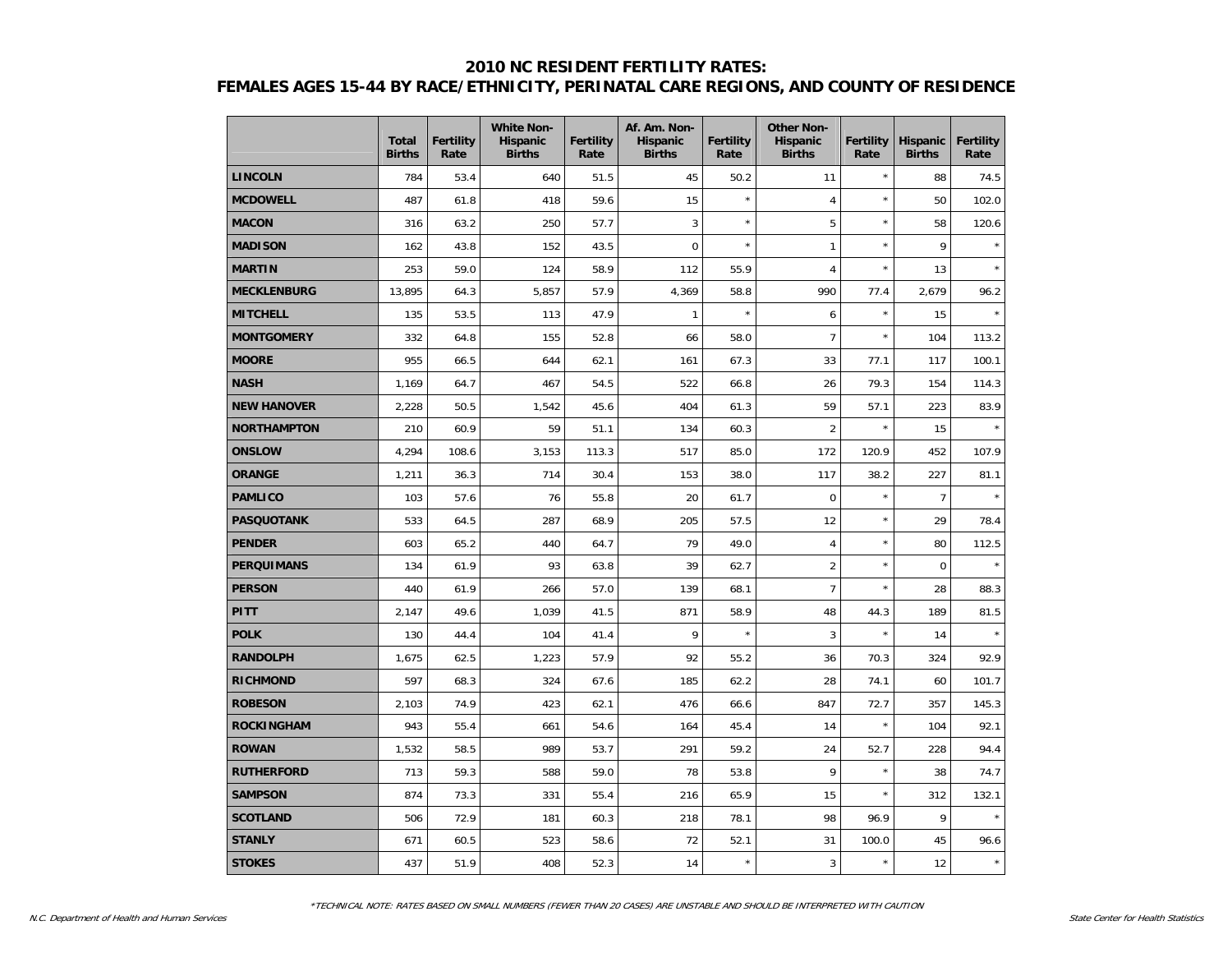# 2010 NC RESIDENT FERTILITY RATES:
## FEMALES AGES 15-44 BY RACE/ETHNICITY, PERINATAL CARE REGIONS, AND COUNTY OF RESIDENCE

| | Total Births | Fertility Rate | White Non-Hispanic Births | Fertility Rate | Af. Am. Non-Hispanic Births | Fertility Rate | Other Non-Hispanic Births | Fertility Rate | Hispanic Births | Fertility Rate |
|---|---|---|---|---|---|---|---|---|---|---|
| **LINCOLN** | 784 | 53.4 | 640 | 51.5 | 45 | 50.2 | 11 | * | 88 | 74.5 |
| **MCDOWELL** | 487 | 61.8 | 418 | 59.6 | 15 | * | 4 | * | 50 | 102.0 |
| **MACON** | 316 | 63.2 | 250 | 57.7 | 3 | * | 5 | * | 58 | 120.6 |
| **MADISON** | 162 | 43.8 | 152 | 43.5 | 0 | * | 1 | * | 9 | * |
| **MARTIN** | 253 | 59.0 | 124 | 58.9 | 112 | 55.9 | 4 | * | 13 | * |
| **MECKLENBURG** | 13,895 | 64.3 | 5,857 | 57.9 | 4,369 | 58.8 | 990 | 77.4 | 2,679 | 96.2 |
| **MITCHELL** | 135 | 53.5 | 113 | 47.9 | 1 | * | 6 | * | 15 | * |
| **MONTGOMERY** | 332 | 64.8 | 155 | 52.8 | 66 | 58.0 | 7 | * | 104 | 113.2 |
| **MOORE** | 955 | 66.5 | 644 | 62.1 | 161 | 67.3 | 33 | 77.1 | 117 | 100.1 |
| **NASH** | 1,169 | 64.7 | 467 | 54.5 | 522 | 66.8 | 26 | 79.3 | 154 | 114.3 |
| **NEW HANOVER** | 2,228 | 50.5 | 1,542 | 45.6 | 404 | 61.3 | 59 | 57.1 | 223 | 83.9 |
| **NORTHAMPTON** | 210 | 60.9 | 59 | 51.1 | 134 | 60.3 | 2 | * | 15 | * |
| **ONSLOW** | 4,294 | 108.6 | 3,153 | 113.3 | 517 | 85.0 | 172 | 120.9 | 452 | 107.9 |
| **ORANGE** | 1,211 | 36.3 | 714 | 30.4 | 153 | 38.0 | 117 | 38.2 | 227 | 81.1 |
| **PAMLICO** | 103 | 57.6 | 76 | 55.8 | 20 | 61.7 | 0 | * | 7 | * |
| **PASQUOTANK** | 533 | 64.5 | 287 | 68.9 | 205 | 57.5 | 12 | * | 29 | 78.4 |
| **PENDER** | 603 | 65.2 | 440 | 64.7 | 79 | 49.0 | 4 | * | 80 | 112.5 |
| **PERQUIMANS** | 134 | 61.9 | 93 | 63.8 | 39 | 62.7 | 2 | * | 0 | * |
| **PERSON** | 440 | 61.9 | 266 | 57.0 | 139 | 68.1 | 7 | * | 28 | 88.3 |
| **PITT** | 2,147 | 49.6 | 1,039 | 41.5 | 871 | 58.9 | 48 | 44.3 | 189 | 81.5 |
| **POLK** | 130 | 44.4 | 104 | 41.4 | 9 | * | 3 | * | 14 | * |
| **RANDOLPH** | 1,675 | 62.5 | 1,223 | 57.9 | 92 | 55.2 | 36 | 70.3 | 324 | 92.9 |
| **RICHMOND** | 597 | 68.3 | 324 | 67.6 | 185 | 62.2 | 28 | 74.1 | 60 | 101.7 |
| **ROBESON** | 2,103 | 74.9 | 423 | 62.1 | 476 | 66.6 | 847 | 72.7 | 357 | 145.3 |
| **ROCKINGHAM** | 943 | 55.4 | 661 | 54.6 | 164 | 45.4 | 14 | * | 104 | 92.1 |
| **ROWAN** | 1,532 | 58.5 | 989 | 53.7 | 291 | 59.2 | 24 | 52.7 | 228 | 94.4 |
| **RUTHERFORD** | 713 | 59.3 | 588 | 59.0 | 78 | 53.8 | 9 | * | 38 | 74.7 |
| **SAMPSON** | 874 | 73.3 | 331 | 55.4 | 216 | 65.9 | 15 | * | 312 | 132.1 |
| **SCOTLAND** | 506 | 72.9 | 181 | 60.3 | 218 | 78.1 | 98 | 96.9 | 9 | * |
| **STANLY** | 671 | 60.5 | 523 | 58.6 | 72 | 52.1 | 31 | 100.0 | 45 | 96.6 |
| **STOKES** | 437 | 51.9 | 408 | 52.3 | 14 | * | 3 | * | 12 | * |

*TECHNICAL NOTE: RATES BASED ON SMALL NUMBERS (FEWER THAN 20 CASES) ARE UNSTABLE AND SHOULD BE INTERPRETED WITH CAUTION

*N.C. Department of Health and Human Services*

*State Center for Health Statistics*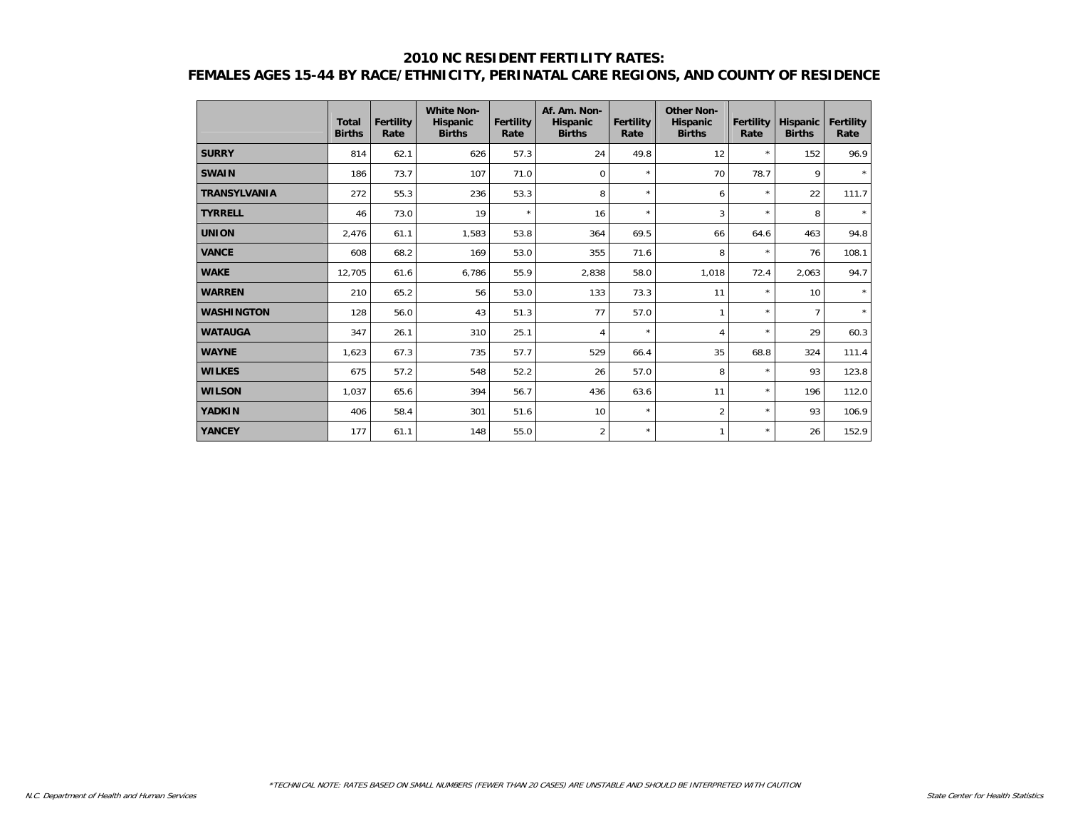# 2010 NC RESIDENT FERTILITY RATES:
## FEMALES AGES 15-44 BY RACE/ETHNICITY, PERINATAL CARE REGIONS, AND COUNTY OF RESIDENCE

| | Total Births | Fertility Rate | White Non-Hispanic Births | Fertility Rate | Af. Am. Non-Hispanic Births | Fertility Rate | Other Non-Hispanic Births | Fertility Rate | Hispanic Births | Fertility Rate |
|---|---|---|---|---|---|---|---|---|---|---|
| **SURRY** | 814 | 62.1 | 626 | 57.3 | 24 | 49.8 | 12 | * | 152 | 96.9 |
| **SWAIN** | 186 | 73.7 | 107 | 71.0 | 0 | * | 70 | 78.7 | 9 | * |
| **TRANSYLVANIA** | 272 | 55.3 | 236 | 53.3 | 8 | * | 6 | * | 22 | 111.7 |
| **TYRRELL** | 46 | 73.0 | 19 | * | 16 | * | 3 | * | 8 | * |
| **UNION** | 2,476 | 61.1 | 1,583 | 53.8 | 364 | 69.5 | 66 | 64.6 | 463 | 94.8 |
| **VANCE** | 608 | 68.2 | 169 | 53.0 | 355 | 71.6 | 8 | * | 76 | 108.1 |
| **WAKE** | 12,705 | 61.6 | 6,786 | 55.9 | 2,838 | 58.0 | 1,018 | 72.4 | 2,063 | 94.7 |
| **WARREN** | 210 | 65.2 | 56 | 53.0 | 133 | 73.3 | 11 | * | 10 | * |
| **WASHINGTON** | 128 | 56.0 | 43 | 51.3 | 77 | 57.0 | 1 | * | 7 | * |
| **WATAUGA** | 347 | 26.1 | 310 | 25.1 | 4 | * | 4 | * | 29 | 60.3 |
| **WAYNE** | 1,623 | 67.3 | 735 | 57.7 | 529 | 66.4 | 35 | 68.8 | 324 | 111.4 |
| **WILKES** | 675 | 57.2 | 548 | 52.2 | 26 | 57.0 | 8 | * | 93 | 123.8 |
| **WILSON** | 1,037 | 65.6 | 394 | 56.7 | 436 | 63.6 | 11 | * | 196 | 112.0 |
| **YADKIN** | 406 | 58.4 | 301 | 51.6 | 10 | * | 2 | * | 93 | 106.9 |
| **YANCEY** | 177 | 61.1 | 148 | 55.0 | 2 | * | 1 | * | 26 | 152.9 |

*TECHNICAL NOTE: RATES BASED ON SMALL NUMBERS (FEWER THAN 20 CASES) ARE UNSTABLE AND SHOULD BE INTERPRETED WITH CAUTION